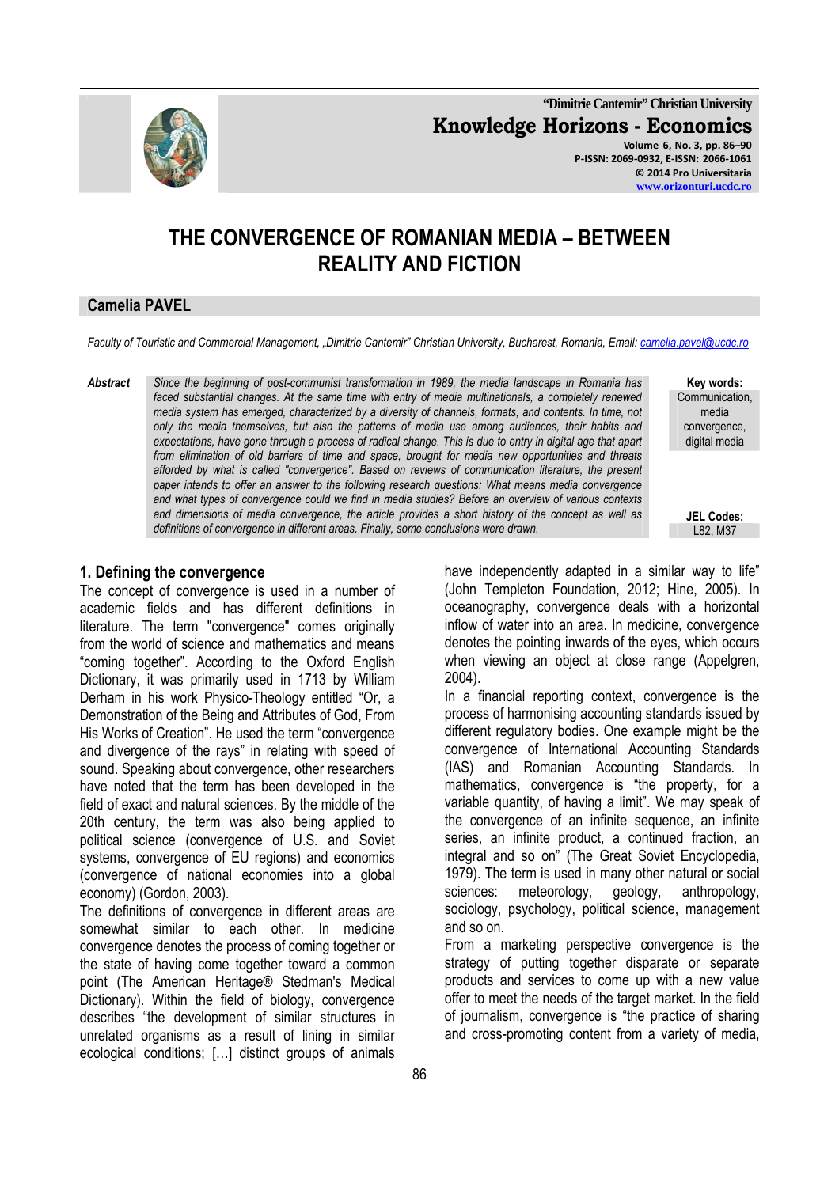# THE CONVERGENCE OF ROMANIAN MEDIA – BETWEEN REALITY AND FICTION

**Camelia PAVEL**

*Faculty of Touristic and Commercial Management, „Dimitrie Cantemir" Christian University, Bucharest, Romania, Email: camelia.pavel@ucdc.ro*

**Abstract**

*Since the beginning of post-communist transformation in 1989, the media landscape in Romania has faced substantial changes. At the same time with entry of media multinationals, a completely renewed media system has emerged, characterized by a diversity of channels, formats, and contents. In time, not only the media themselves, but also the patterns of media use among audiences, their habits and expectations, have gone through a process of radical change. This is due to entry in digital age that apart from elimination of old barriers of time and space, brought for media new opportunities and threats afforded by what is called "convergence". Based on reviews of communication literature, the present paper intends to offer an answer to the following research questions: What means media convergence and what types of convergence could we find in media studies? Before an overview of various contexts and dimensions of media convergence, the article provides a short history of the concept as well as definitions of convergence in different areas. Finally, some conclusions were drawn.*

**Key words:** Communication, media convergence, digital media

**JEL Codes:** L82, M37

## 1. Defining the convergence

The concept of convergence is used in a number of academic fields and has different definitions in literature. The term "convergence" comes originally from the world of science and mathematics and means "coming together". According to the Oxford English Dictionary, it was primarily used in 1713 by William Derham in his work Physico-Theology entitled "Or, a Demonstration of the Being and Attributes of God, From His Works of Creation". He used the term "convergence and divergence of the rays" in relating with speed of sound. Speaking about convergence, other researchers have noted that the term has been developed in the field of exact and natural sciences. By the middle of the 20th century, the term was also being applied to political science (convergence of U.S. and Soviet systems, convergence of EU regions) and economics (convergence of national economies into a global economy) (Gordon, 2003).

The definitions of convergence in different areas are somewhat similar to each other. In medicine convergence denotes the process of coming together or the state of having come together toward a common point (The American Heritage® Stedman's Medical Dictionary). Within the field of biology, convergence describes "the development of similar structures in unrelated organisms as a result of lining in similar ecological conditions; […] distinct groups of animals have independently adapted in a similar way to life" (John Templeton Foundation, 2012; Hine, 2005). In oceanography, convergence deals with a horizontal inflow of water into an area. In medicine, convergence denotes the pointing inwards of the eyes, which occurs when viewing an object at close range (Appelgren, 2004).

In a financial reporting context, convergence is the process of harmonising accounting standards issued by different regulatory bodies. One example might be the convergence of International Accounting Standards (IAS) and Romanian Accounting Standards. In mathematics, convergence is "the property, for a variable quantity, of having a limit". We may speak of the convergence of an infinite sequence, an infinite series, an infinite product, a continued fraction, an integral and so on" (The Great Soviet Encyclopedia, 1979). The term is used in many other natural or social sciences: meteorology, geology, anthropology, sociology, psychology, political science, management and so on.

From a marketing perspective convergence is the strategy of putting together disparate or separate products and services to come up with a new value offer to meet the needs of the target market. In the field of journalism, convergence is "the practice of sharing and cross-promoting content from a variety of media,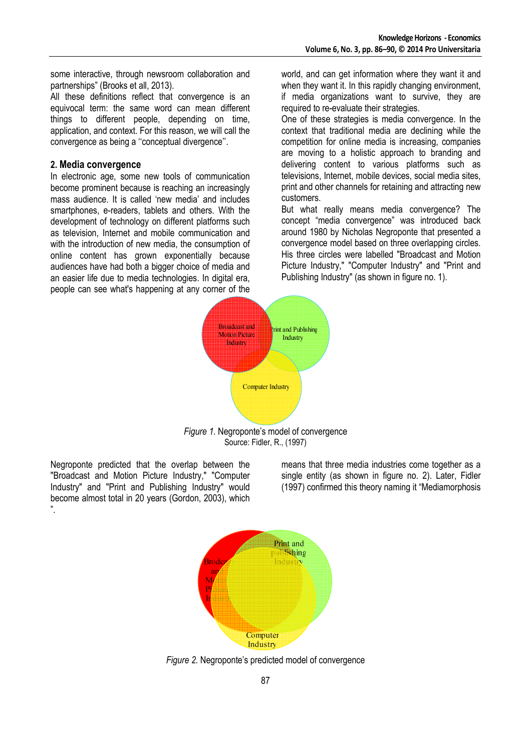some interactive, through newsroom collaboration and partnerships" (Brooks et all, 2013).

All these definitions reflect that convergence is an equivocal term: the same word can mean different things to different people, depending on time, application, and context. For this reason, we will call the convergence as being a ''conceptual divergence''.

## 2. Media convergence

In electronic age, some new tools of communication become prominent because is reaching an increasingly mass audience. It is called 'new media' and includes smartphones, e-readers, tablets and others. With the development of technology on different platforms such as television, Internet and mobile communication and with the introduction of new media, the consumption of online content has grown exponentially because audiences have had both a bigger choice of media and an easier life due to media technologies. In digital era, people can see what's happening at any corner of the world, and can get information where they want it and when they want it. In this rapidly changing environment, if media organizations want to survive, they are required to re-evaluate their strategies.

One of these strategies is media convergence. In the context that traditional media are declining while the competition for online media is increasing, companies are moving to a holistic approach to branding and delivering content to various platforms such as televisions, Internet, mobile devices, social media sites, print and other channels for retaining and attracting new customers.

But what really means media convergence? The concept "media convergence" was introduced back around 1980 by Nicholas Negroponte that presented a convergence model based on three overlapping circles. His three circles were labelled "Broadcast and Motion Picture Industry," "Computer Industry" and "Print and Publishing Industry" (as shown in figure no. 1).

*Figure 1.* Negroponte's model of convergence
Source: Fidler, R., (1997)

Negroponte predicted that the overlap between the "Broadcast and Motion Picture Industry," "Computer Industry" and "Print and Publishing Industry" would become almost total in 20 years (Gordon, 2003), which means that three media industries come together as a single entity (as shown in figure no. 2). Later, Fidler (1997) confirmed this theory naming it "Mediamorphosis".

*Figure 2.* Negroponte's predicted model of convergence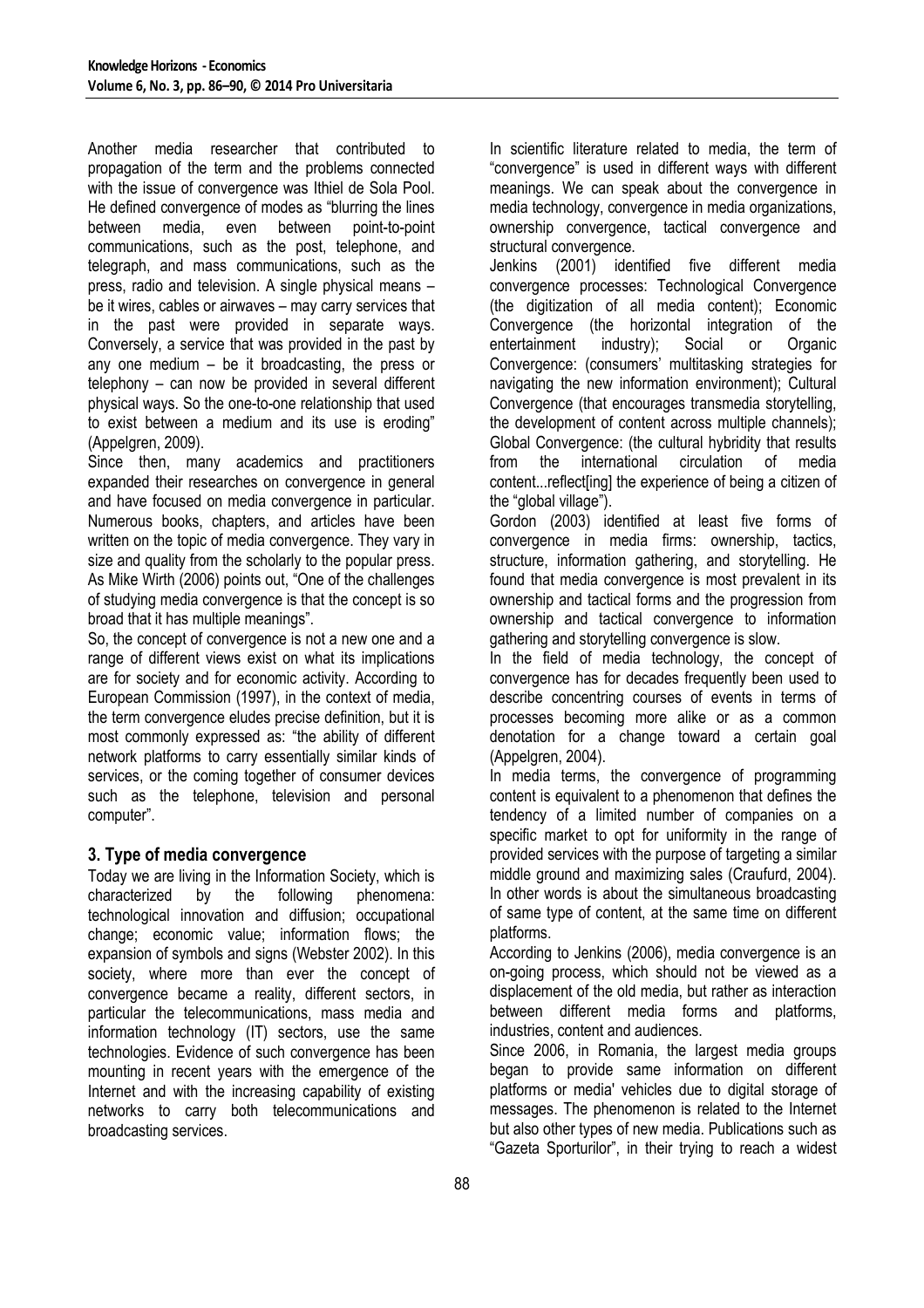Another media researcher that contributed to propagation of the term and the problems connected with the issue of convergence was Ithiel de Sola Pool. He defined convergence of modes as "blurring the lines between media, even between point-to-point communications, such as the post, telephone, and telegraph, and mass communications, such as the press, radio and television. A single physical means – be it wires, cables or airwaves – may carry services that in the past were provided in separate ways. Conversely, a service that was provided in the past by any one medium – be it broadcasting, the press or telephony – can now be provided in several different physical ways. So the one-to-one relationship that used to exist between a medium and its use is eroding" (Appelgren, 2009).

Since then, many academics and practitioners expanded their researches on convergence in general and have focused on media convergence in particular. Numerous books, chapters, and articles have been written on the topic of media convergence. They vary in size and quality from the scholarly to the popular press. As Mike Wirth (2006) points out, "One of the challenges of studying media convergence is that the concept is so broad that it has multiple meanings".

So, the concept of convergence is not a new one and a range of different views exist on what its implications are for society and for economic activity. According to European Commission (1997), in the context of media, the term convergence eludes precise definition, but it is most commonly expressed as: "the ability of different network platforms to carry essentially similar kinds of services, or the coming together of consumer devices such as the telephone, television and personal computer".

## 3. Type of media convergence

Today we are living in the Information Society, which is characterized by the following phenomena: technological innovation and diffusion; occupational change; economic value; information flows; the expansion of symbols and signs (Webster 2002). In this society, where more than ever the concept of convergence became a reality, different sectors, in particular the telecommunications, mass media and information technology (IT) sectors, use the same technologies. Evidence of such convergence has been mounting in recent years with the emergence of the Internet and with the increasing capability of existing networks to carry both telecommunications and broadcasting services.

In scientific literature related to media, the term of "convergence" is used in different ways with different meanings. We can speak about the convergence in media technology, convergence in media organizations, ownership convergence, tactical convergence and structural convergence.

Jenkins (2001) identified five different media convergence processes: Technological Convergence (the digitization of all media content); Economic Convergence (the horizontal integration of the entertainment industry); Social or Organic Convergence: (consumers' multitasking strategies for navigating the new information environment); Cultural Convergence (that encourages transmedia storytelling, the development of content across multiple channels); Global Convergence: (the cultural hybridity that results from the international circulation of media content...reflect[ing] the experience of being a citizen of the "global village").

Gordon (2003) identified at least five forms of convergence in media firms: ownership, tactics, structure, information gathering, and storytelling. He found that media convergence is most prevalent in its ownership and tactical forms and the progression from ownership and tactical convergence to information gathering and storytelling convergence is slow.

In the field of media technology, the concept of convergence has for decades frequently been used to describe concentring courses of events in terms of processes becoming more alike or as a common denotation for a change toward a certain goal (Appelgren, 2004).

In media terms, the convergence of programming content is equivalent to a phenomenon that defines the tendency of a limited number of companies on a specific market to opt for uniformity in the range of provided services with the purpose of targeting a similar middle ground and maximizing sales (Craufurd, 2004). In other words is about the simultaneous broadcasting of same type of content, at the same time on different platforms.

According to Jenkins (2006), media convergence is an on-going process, which should not be viewed as a displacement of the old media, but rather as interaction between different media forms and platforms, industries, content and audiences.

Since 2006, in Romania, the largest media groups began to provide same information on different platforms or media' vehicles due to digital storage of messages. The phenomenon is related to the Internet but also other types of new media. Publications such as "Gazeta Sporturilor", in their trying to reach a widest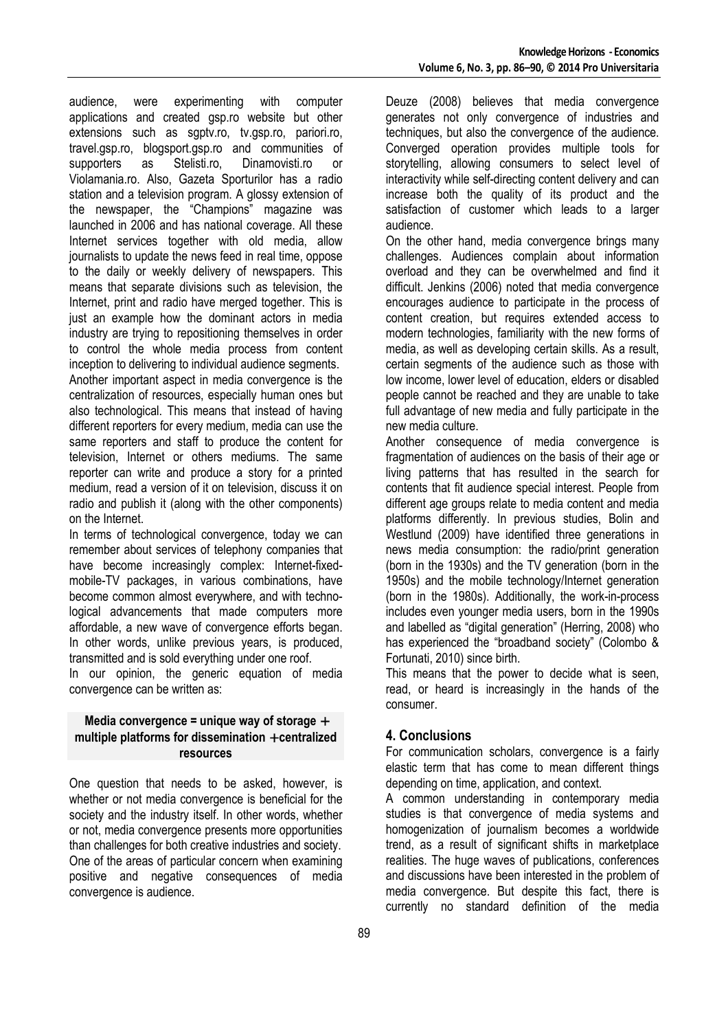audience, were experimenting with computer applications and created gsp.ro website but other extensions such as sgptv.ro, tv.gsp.ro, pariori.ro, travel.gsp.ro, blogsport.gsp.ro and communities of supporters as Stelisti.ro, Dinamovisti.ro or Violamania.ro. Also, Gazeta Sporturilor has a radio station and a television program. A glossy extension of the newspaper, the "Champions" magazine was launched in 2006 and has national coverage. All these Internet services together with old media, allow journalists to update the news feed in real time, oppose to the daily or weekly delivery of newspapers. This means that separate divisions such as television, the Internet, print and radio have merged together. This is just an example how the dominant actors in media industry are trying to repositioning themselves in order to control the whole media process from content inception to delivering to individual audience segments.

Another important aspect in media convergence is the centralization of resources, especially human ones but also technological. This means that instead of having different reporters for every medium, media can use the same reporters and staff to produce the content for television, Internet or others mediums. The same reporter can write and produce a story for a printed medium, read a version of it on television, discuss it on radio and publish it (along with the other components) on the Internet.

In terms of technological convergence, today we can remember about services of telephony companies that have become increasingly complex: Internet-fixed-mobile-TV packages, in various combinations, have become common almost everywhere, and with technological advancements that made computers more affordable, a new wave of convergence efforts began. In other words, unlike previous years, is produced, transmitted and is sold everything under one roof.

In our opinion, the generic equation of media convergence can be written as:

**Media convergence = unique way of storage + multiple platforms for dissemination +centralized resources**

One question that needs to be asked, however, is whether or not media convergence is beneficial for the society and the industry itself. In other words, whether or not, media convergence presents more opportunities than challenges for both creative industries and society. One of the areas of particular concern when examining positive and negative consequences of media convergence is audience.

Deuze (2008) believes that media convergence generates not only convergence of industries and techniques, but also the convergence of the audience. Converged operation provides multiple tools for storytelling, allowing consumers to select level of interactivity while self-directing content delivery and can increase both the quality of its product and the satisfaction of customer which leads to a larger audience.

On the other hand, media convergence brings many challenges. Audiences complain about information overload and they can be overwhelmed and find it difficult. Jenkins (2006) noted that media convergence encourages audience to participate in the process of content creation, but requires extended access to modern technologies, familiarity with the new forms of media, as well as developing certain skills. As a result, certain segments of the audience such as those with low income, lower level of education, elders or disabled people cannot be reached and they are unable to take full advantage of new media and fully participate in the new media culture.

Another consequence of media convergence is fragmentation of audiences on the basis of their age or living patterns that has resulted in the search for contents that fit audience special interest. People from different age groups relate to media content and media platforms differently. In previous studies, Bolin and Westlund (2009) have identified three generations in news media consumption: the radio/print generation (born in the 1930s) and the TV generation (born in the 1950s) and the mobile technology/Internet generation (born in the 1980s). Additionally, the work-in-process includes even younger media users, born in the 1990s and labelled as "digital generation" (Herring, 2008) who has experienced the "broadband society" (Colombo & Fortunati, 2010) since birth.

This means that the power to decide what is seen, read, or heard is increasingly in the hands of the consumer.

## 4. Conclusions

For communication scholars, convergence is a fairly elastic term that has come to mean different things depending on time, application, and context.

A common understanding in contemporary media studies is that convergence of media systems and homogenization of journalism becomes a worldwide trend, as a result of significant shifts in marketplace realities. The huge waves of publications, conferences and discussions have been interested in the problem of media convergence. But despite this fact, there is currently no standard definition of the media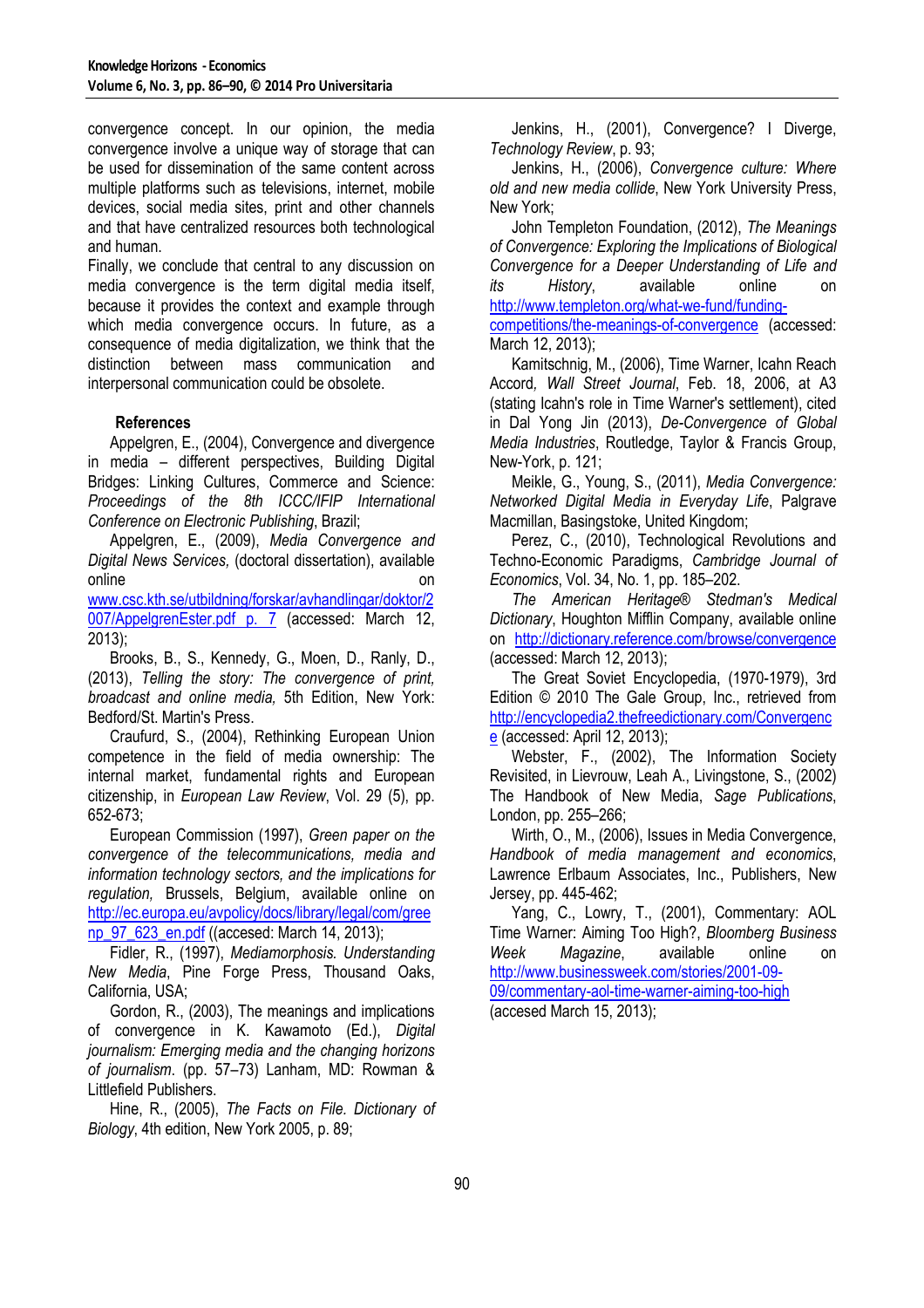convergence concept. In our opinion, the media convergence involve a unique way of storage that can be used for dissemination of the same content across multiple platforms such as televisions, internet, mobile devices, social media sites, print and other channels and that have centralized resources both technological and human.

Finally, we conclude that central to any discussion on media convergence is the term digital media itself, because it provides the context and example through which media convergence occurs. In future, as a consequence of media digitalization, we think that the distinction between mass communication and interpersonal communication could be obsolete.

## References

Appelgren, E., (2004), Convergence and divergence in media – different perspectives, Building Digital Bridges: Linking Cultures, Commerce and Science: *Proceedings of the 8th ICCC/IFIP International Conference on Electronic Publishing*, Brazil;

Appelgren, E., (2009), *Media Convergence and Digital News Services,* (doctoral dissertation), available online on www.csc.kth.se/utbildning/forskar/avhandlingar/doktor/2007/AppelgrenEster.pdf p. 7 (accessed: March 12, 2013);

Brooks, B., S., Kennedy, G., Moen, D., Ranly, D., (2013), *Telling the story: The convergence of print, broadcast and online media,* 5th Edition, New York: Bedford/St. Martin's Press.

Craufurd, S., (2004), Rethinking European Union competence in the field of media ownership: The internal market, fundamental rights and European citizenship, in *European Law Review*, Vol. 29 (5), pp. 652-673;

European Commission (1997), *Green paper on the convergence of the telecommunications, media and information technology sectors, and the implications for regulation,* Brussels, Belgium, available online on http://ec.europa.eu/avpolicy/docs/library/legal/com/green_p_97_623_en.pdf ((accesed: March 14, 2013);

Fidler, R., (1997), *Mediamorphosis. Understanding New Media*, Pine Forge Press, Thousand Oaks, California, USA;

Gordon, R., (2003), The meanings and implications of convergence in K. Kawamoto (Ed.), *Digital journalism: Emerging media and the changing horizons of journalism*. (pp. 57–73) Lanham, MD: Rowman & Littlefield Publishers.

Hine, R., (2005), *The Facts on File. Dictionary of Biology*, 4th edition, New York 2005, p. 89;

Jenkins, H., (2001), Convergence? I Diverge, *Technology Review*, p. 93;

Jenkins, H., (2006), *Convergence culture: Where old and new media collide*, New York University Press, New York;

John Templeton Foundation, (2012), *The Meanings of Convergence: Exploring the Implications of Biological Convergence for a Deeper Understanding of Life and its History*, available online on http://www.templeton.org/what-we-fund/funding-competitions/the-meanings-of-convergence (accessed: March 12, 2013);

Kamitschnig, M., (2006), Time Warner, Icahn Reach Accord, *Wall Street Journal*, Feb. 18, 2006, at A3 (stating Icahn's role in Time Warner's settlement), cited in Dal Yong Jin (2013), *De-Convergence of Global Media Industries*, Routledge, Taylor & Francis Group, New-York, p. 121;

Meikle, G., Young, S., (2011), *Media Convergence: Networked Digital Media in Everyday Life*, Palgrave Macmillan, Basingstoke, United Kingdom;

Perez, C., (2010), Technological Revolutions and Techno-Economic Paradigms, *Cambridge Journal of Economics*, Vol. 34, No. 1, pp. 185–202.

*The American Heritage® Stedman's Medical Dictionary*, Houghton Mifflin Company, available online on http://dictionary.reference.com/browse/convergence (accessed: March 12, 2013);

The Great Soviet Encyclopedia, (1970-1979), 3rd Edition © 2010 The Gale Group, Inc., retrieved from http://encyclopedia2.thefreedictionary.com/Convergence (accessed: April 12, 2013);

Webster, F., (2002), The Information Society Revisited, in Lievrouw, Leah A., Livingstone, S., (2002) The Handbook of New Media, *Sage Publications*, London, pp. 255–266;

Wirth, O., M., (2006), Issues in Media Convergence, *Handbook of media management and economics*, Lawrence Erlbaum Associates, Inc., Publishers, New Jersey, pp. 445-462;

Yang, C., Lowry, T., (2001), Commentary: AOL Time Warner: Aiming Too High?, *Bloomberg Business Week Magazine*, available online on http://www.businessweek.com/stories/2001-09-09/commentary-aol-time-warner-aiming-too-high (accesed March 15, 2013);